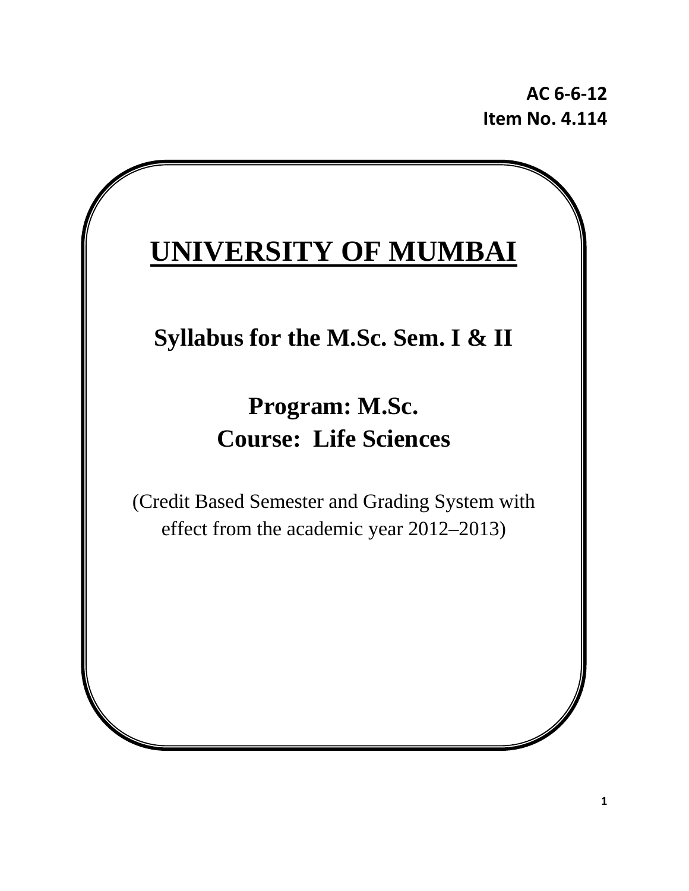**AC 6-6-12**
**Item No. 4.114**

# UNIVERSITY OF MUMBAI

## Syllabus for the M.Sc. Sem. I & II

## Program: M.Sc.
## Course: Life Sciences

(Credit Based Semester and Grading System with effect from the academic year 2012–2013)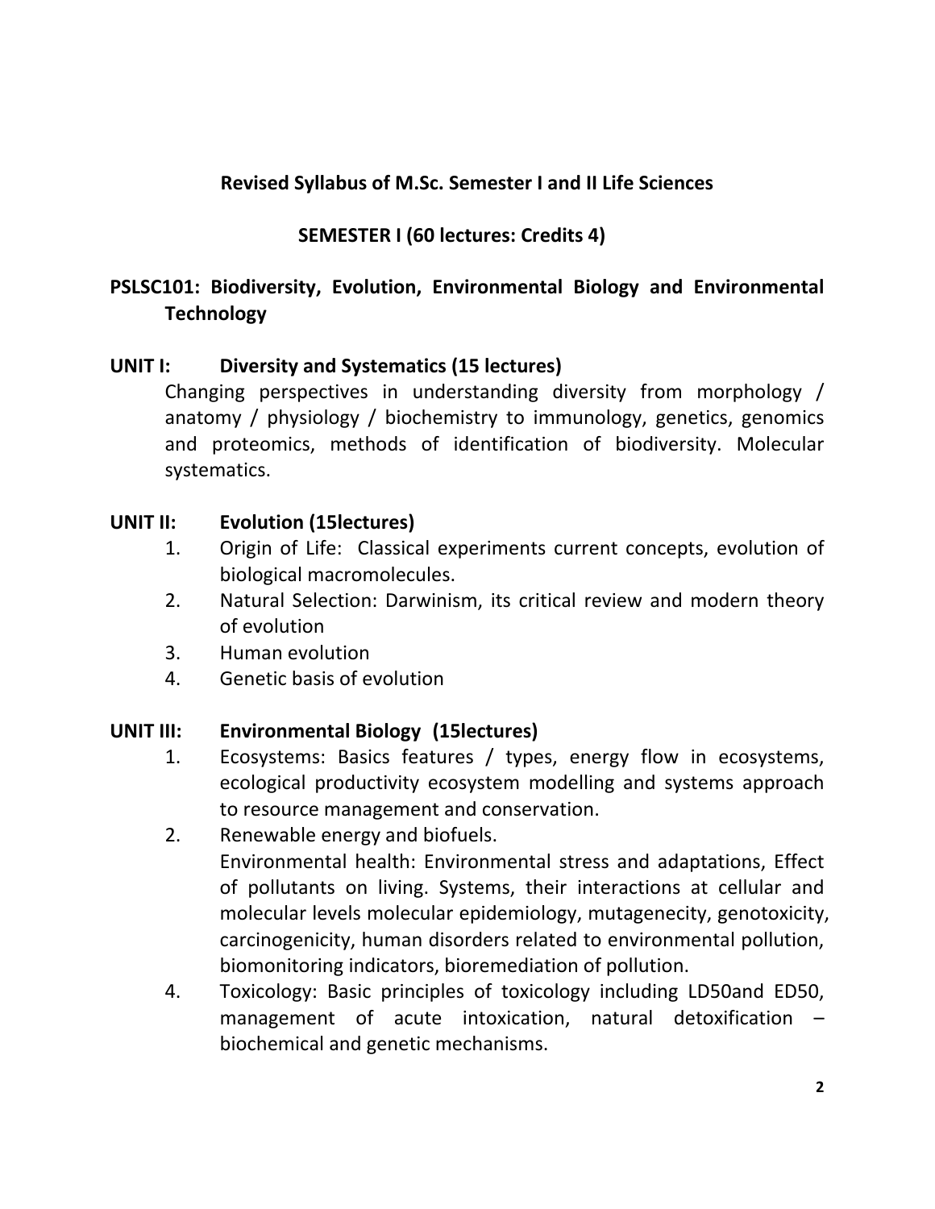## Revised Syllabus of M.Sc. Semester I and II Life Sciences

### SEMESTER I (60 lectures: Credits 4)

### PSLSC101: Biodiversity, Evolution, Environmental Biology and Environmental Technology

**UNIT I: Diversity and Systematics (15 lectures)**

Changing perspectives in understanding diversity from morphology / anatomy / physiology / biochemistry to immunology, genetics, genomics and proteomics, methods of identification of biodiversity. Molecular systematics.

**UNIT II: Evolution (15lectures)**

1. Origin of Life: Classical experiments current concepts, evolution of biological macromolecules.
2. Natural Selection: Darwinism, its critical review and modern theory of evolution
3. Human evolution
4. Genetic basis of evolution

**UNIT III: Environmental Biology (15lectures)**

1. Ecosystems: Basics features / types, energy flow in ecosystems, ecological productivity ecosystem modelling and systems approach to resource management and conservation.
2. Renewable energy and biofuels.

   Environmental health: Environmental stress and adaptations, Effect of pollutants on living. Systems, their interactions at cellular and molecular levels molecular epidemiology, mutagenecity, genotoxicity, carcinogenicity, human disorders related to environmental pollution, biomonitoring indicators, bioremediation of pollution.

4. Toxicology: Basic principles of toxicology including LD50and ED50, management of acute intoxication, natural detoxification – biochemical and genetic mechanisms.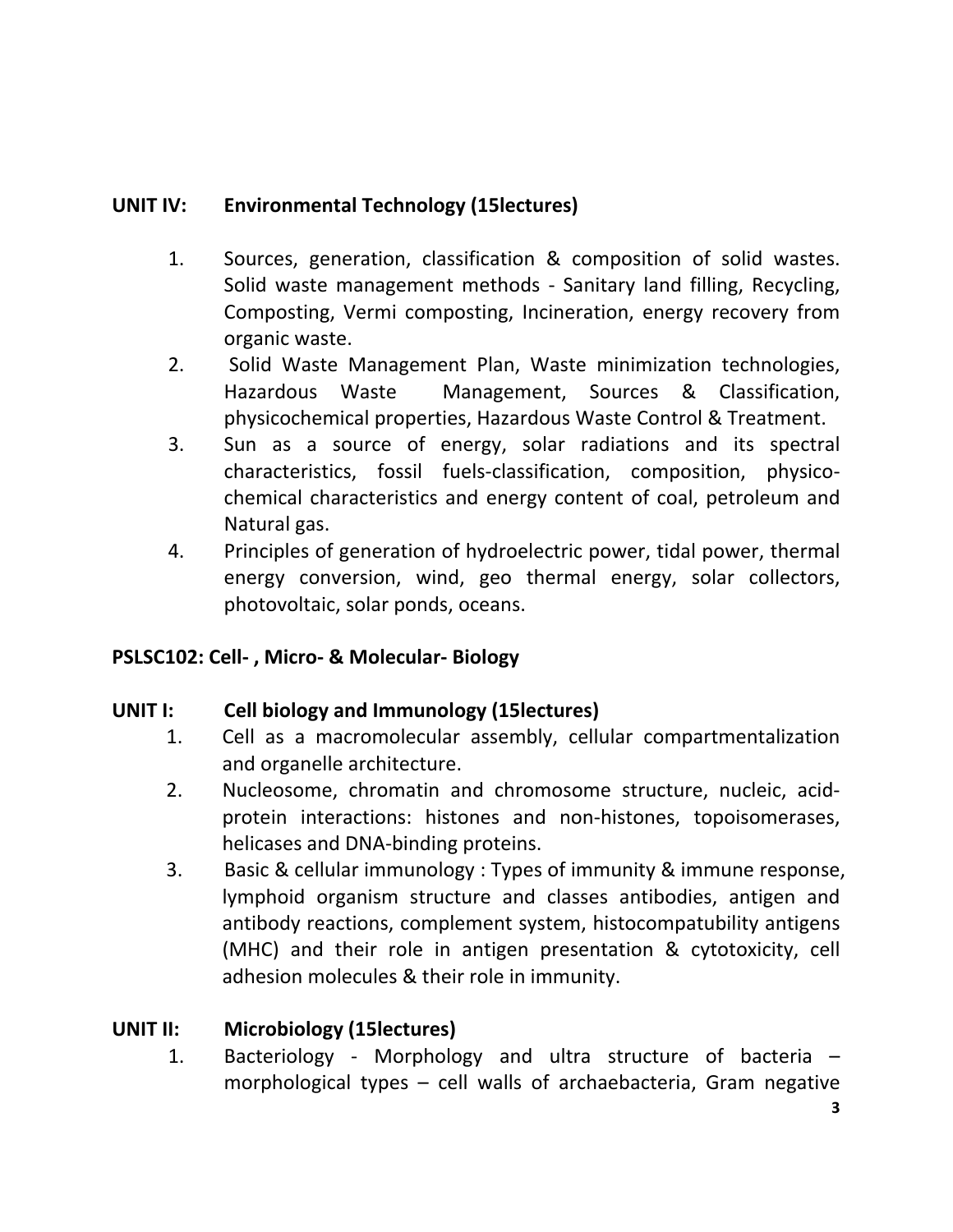**UNIT IV: Environmental Technology (15lectures)**

1. Sources, generation, classification & composition of solid wastes. Solid waste management methods - Sanitary land filling, Recycling, Composting, Vermi composting, Incineration, energy recovery from organic waste.
2. Solid Waste Management Plan, Waste minimization technologies, Hazardous Waste Management, Sources & Classification, physicochemical properties, Hazardous Waste Control & Treatment.
3. Sun as a source of energy, solar radiations and its spectral characteristics, fossil fuels-classification, composition, physico-chemical characteristics and energy content of coal, petroleum and Natural gas.
4. Principles of generation of hydroelectric power, tidal power, thermal energy conversion, wind, geo thermal energy, solar collectors, photovoltaic, solar ponds, oceans.

**PSLSC102: Cell- , Micro- & Molecular- Biology**

**UNIT I: Cell biology and Immunology (15lectures)**

1. Cell as a macromolecular assembly, cellular compartmentalization and organelle architecture.
2. Nucleosome, chromatin and chromosome structure, nucleic, acid-protein interactions: histones and non-histones, topoisomerases, helicases and DNA-binding proteins.
3. Basic & cellular immunology : Types of immunity & immune response, lymphoid organism structure and classes antibodies, antigen and antibody reactions, complement system, histocompatubility antigens (MHC) and their role in antigen presentation & cytotoxicity, cell adhesion molecules & their role in immunity.

**UNIT II: Microbiology (15lectures)**

1. Bacteriology - Morphology and ultra structure of bacteria – morphological types – cell walls of archaebacteria, Gram negative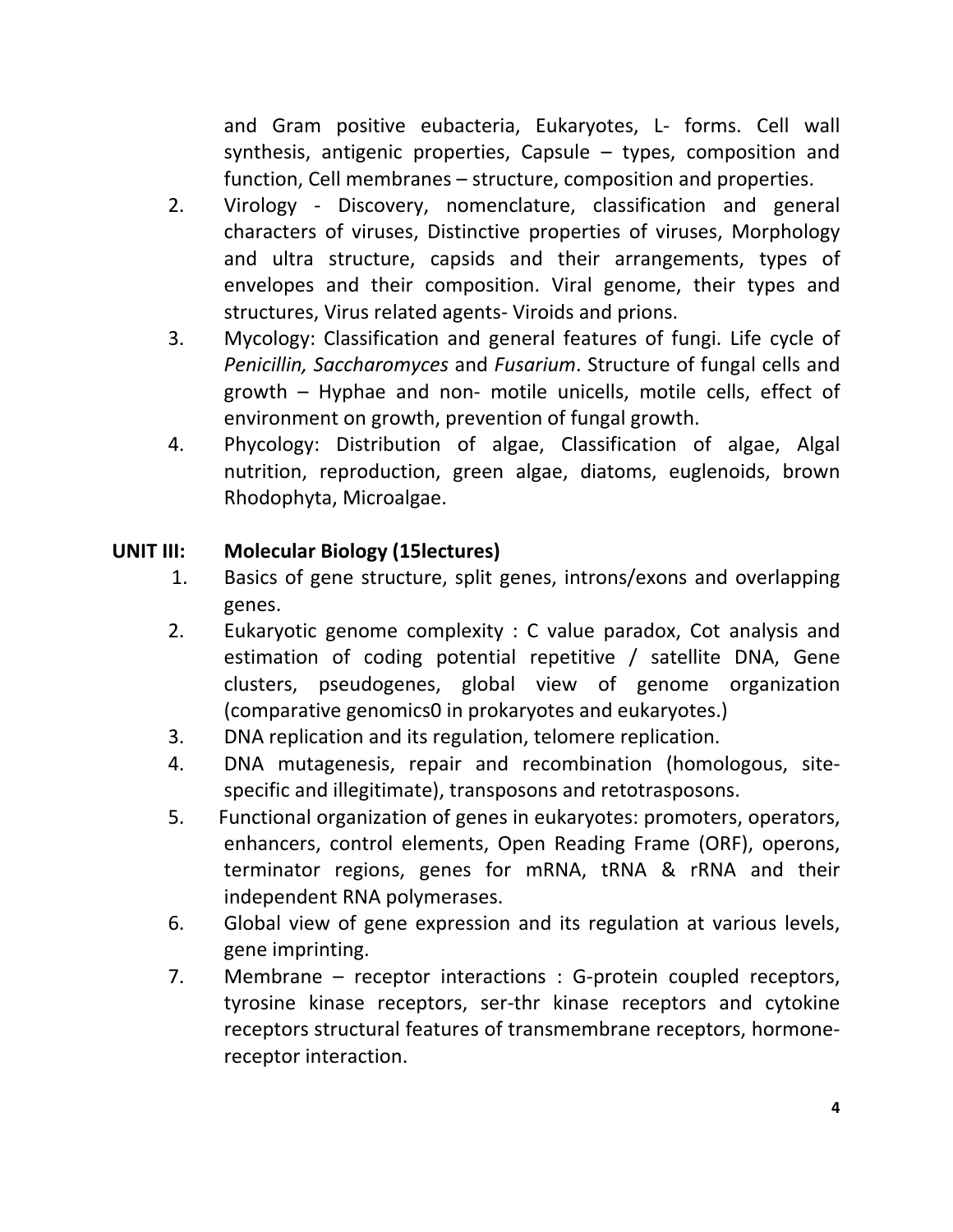and Gram positive eubacteria, Eukaryotes, L- forms. Cell wall synthesis, antigenic properties, Capsule – types, composition and function, Cell membranes – structure, composition and properties.

2. Virology - Discovery, nomenclature, classification and general characters of viruses, Distinctive properties of viruses, Morphology and ultra structure, capsids and their arrangements, types of envelopes and their composition. Viral genome, their types and structures, Virus related agents- Viroids and prions.
3. Mycology: Classification and general features of fungi. Life cycle of *Penicillin, Saccharomyces* and *Fusarium*. Structure of fungal cells and growth – Hyphae and non- motile unicells, motile cells, effect of environment on growth, prevention of fungal growth.
4. Phycology: Distribution of algae, Classification of algae, Algal nutrition, reproduction, green algae, diatoms, euglenoids, brown Rhodophyta, Microalgae.

**UNIT III: Molecular Biology (15lectures)**

1. Basics of gene structure, split genes, introns/exons and overlapping genes.
2. Eukaryotic genome complexity : C value paradox, Cot analysis and estimation of coding potential repetitive / satellite DNA, Gene clusters, pseudogenes, global view of genome organization (comparative genomics0 in prokaryotes and eukaryotes.)
3. DNA replication and its regulation, telomere replication.
4. DNA mutagenesis, repair and recombination (homologous, site-specific and illegitimate), transposons and retotrasposons.
5. Functional organization of genes in eukaryotes: promoters, operators, enhancers, control elements, Open Reading Frame (ORF), operons, terminator regions, genes for mRNA, tRNA & rRNA and their independent RNA polymerases.
6. Global view of gene expression and its regulation at various levels, gene imprinting.
7. Membrane – receptor interactions : G-protein coupled receptors, tyrosine kinase receptors, ser-thr kinase receptors and cytokine receptors structural features of transmembrane receptors, hormone-receptor interaction.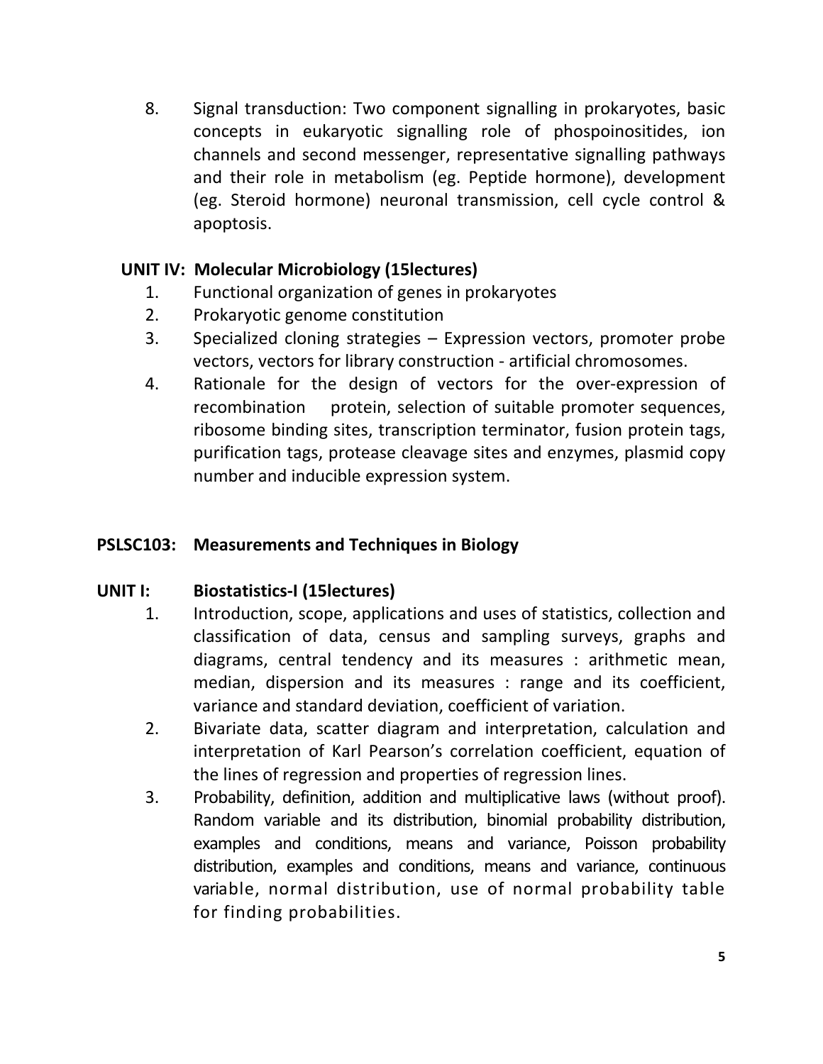8. Signal transduction: Two component signalling in prokaryotes, basic concepts in eukaryotic signalling role of phospoinositides, ion channels and second messenger, representative signalling pathways and their role in metabolism (eg. Peptide hormone), development (eg. Steroid hormone) neuronal transmission, cell cycle control & apoptosis.

### UNIT IV: Molecular Microbiology (15lectures)

1. Functional organization of genes in prokaryotes
2. Prokaryotic genome constitution
3. Specialized cloning strategies – Expression vectors, promoter probe vectors, vectors for library construction - artificial chromosomes.
4. Rationale for the design of vectors for the over-expression of recombination protein, selection of suitable promoter sequences, ribosome binding sites, transcription terminator, fusion protein tags, purification tags, protease cleavage sites and enzymes, plasmid copy number and inducible expression system.

## PSLSC103: Measurements and Techniques in Biology

### UNIT I: Biostatistics-I (15lectures)

1. Introduction, scope, applications and uses of statistics, collection and classification of data, census and sampling surveys, graphs and diagrams, central tendency and its measures : arithmetic mean, median, dispersion and its measures : range and its coefficient, variance and standard deviation, coefficient of variation.
2. Bivariate data, scatter diagram and interpretation, calculation and interpretation of Karl Pearson's correlation coefficient, equation of the lines of regression and properties of regression lines.
3. Probability, definition, addition and multiplicative laws (without proof). Random variable and its distribution, binomial probability distribution, examples and conditions, means and variance, Poisson probability distribution, examples and conditions, means and variance, continuous variable, normal distribution, use of normal probability table for finding probabilities.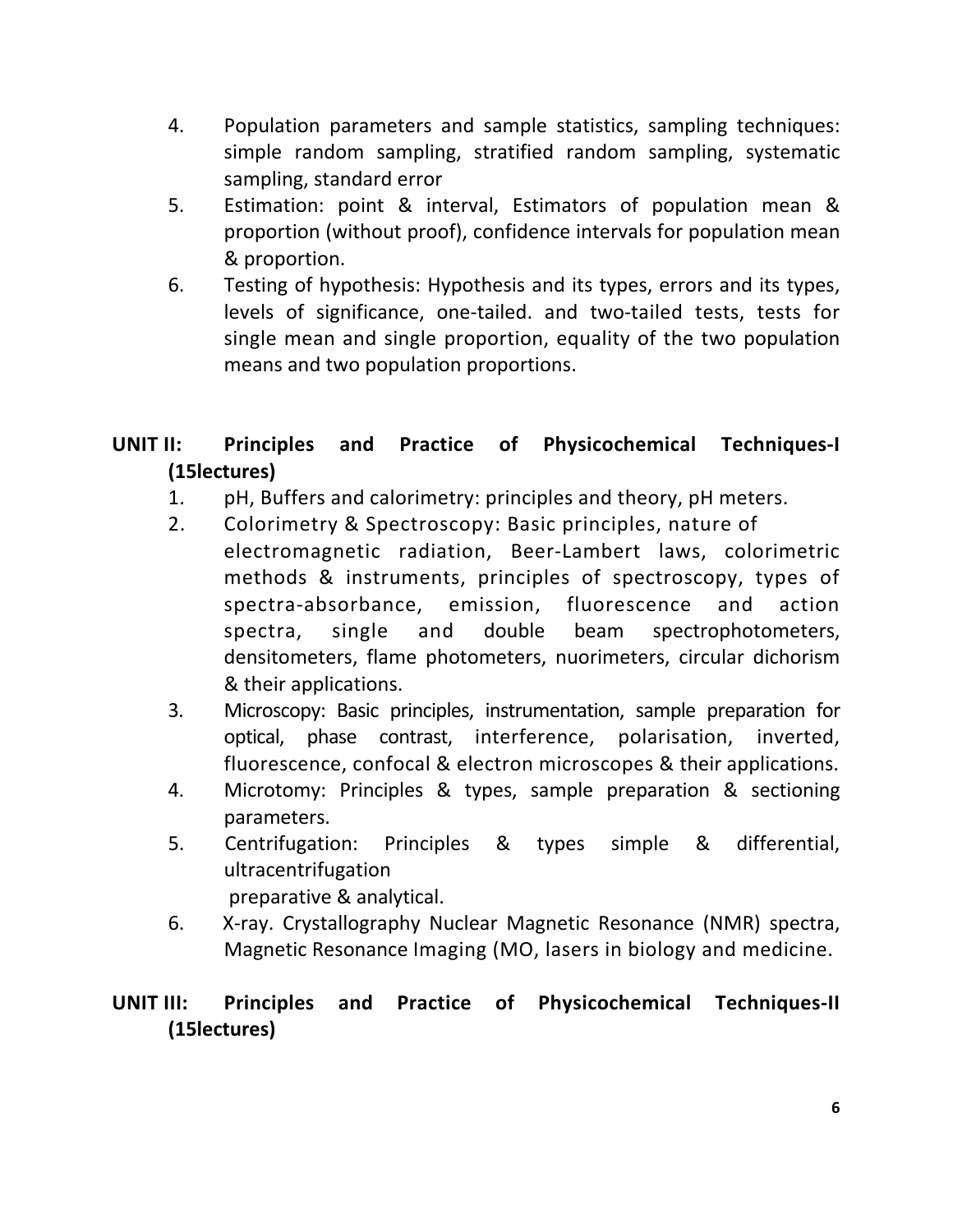4. Population parameters and sample statistics, sampling techniques: simple random sampling, stratified random sampling, systematic sampling, standard error
5. Estimation: point & interval, Estimators of population mean & proportion (without proof), confidence intervals for population mean & proportion.
6. Testing of hypothesis: Hypothesis and its types, errors and its types, levels of significance, one-tailed. and two-tailed tests, tests for single mean and single proportion, equality of the two population means and two population proportions.

## UNIT II: Principles and Practice of Physicochemical Techniques-I (15lectures)

1. pH, Buffers and calorimetry: principles and theory, pH meters.
2. Colorimetry & Spectroscopy: Basic principles, nature of electromagnetic radiation, Beer-Lambert laws, colorimetric methods & instruments, principles of spectroscopy, types of spectra-absorbance, emission, fluorescence and action spectra, single and double beam spectrophotometers, densitometers, flame photometers, nuorimeters, circular dichorism & their applications.
3. Microscopy: Basic principles, instrumentation, sample preparation for optical, phase contrast, interference, polarisation, inverted, fluorescence, confocal & electron microscopes & their applications.
4. Microtomy: Principles & types, sample preparation & sectioning parameters.
5. Centrifugation: Principles & types simple & differential, ultracentrifugation
   preparative & analytical.
6. X-ray. Crystallography Nuclear Magnetic Resonance (NMR) spectra, Magnetic Resonance Imaging (MO, lasers in biology and medicine.

## UNIT III: Principles and Practice of Physicochemical Techniques-II (15lectures)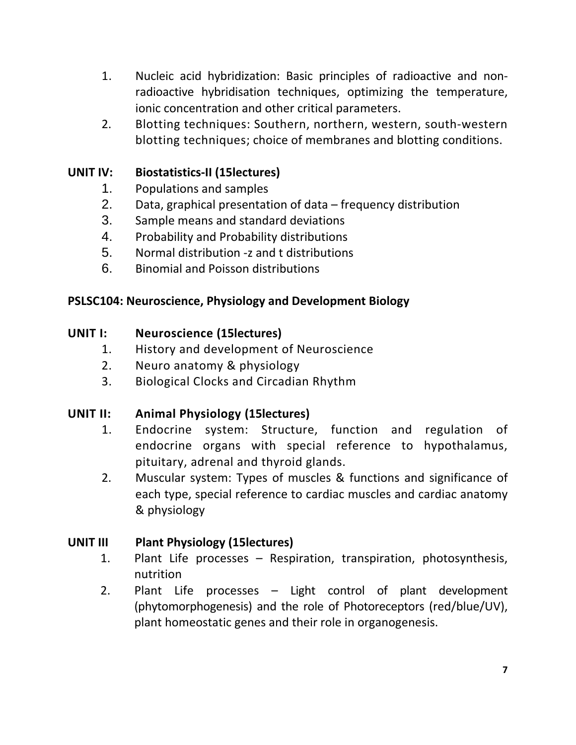1. Nucleic acid hybridization: Basic principles of radioactive and non-radioactive hybridisation techniques, optimizing the temperature, ionic concentration and other critical parameters.
2. Blotting techniques: Southern, northern, western, south-western blotting techniques; choice of membranes and blotting conditions.

### UNIT IV: Biostatistics-II (15lectures)

1. Populations and samples
2. Data, graphical presentation of data – frequency distribution
3. Sample means and standard deviations
4. Probability and Probability distributions
5. Normal distribution -z and t distributions
6. Binomial and Poisson distributions

## PSLSC104: Neuroscience, Physiology and Development Biology

### UNIT I: Neuroscience (15lectures)

1. History and development of Neuroscience
2. Neuro anatomy & physiology
3. Biological Clocks and Circadian Rhythm

### UNIT II: Animal Physiology (15lectures)

1. Endocrine system: Structure, function and regulation of endocrine organs with special reference to hypothalamus, pituitary, adrenal and thyroid glands.
2. Muscular system: Types of muscles & functions and significance of each type, special reference to cardiac muscles and cardiac anatomy & physiology

### UNIT III Plant Physiology (15lectures)

1. Plant Life processes – Respiration, transpiration, photosynthesis, nutrition
2. Plant Life processes – Light control of plant development (phytomorphogenesis) and the role of Photoreceptors (red/blue/UV), plant homeostatic genes and their role in organogenesis.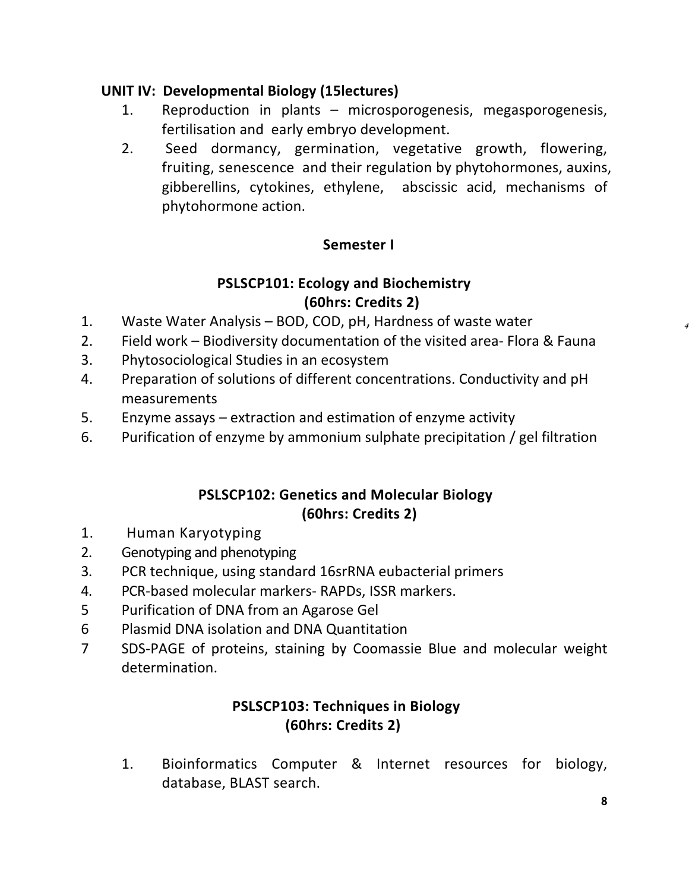**UNIT IV: Developmental Biology (15lectures)**

1. Reproduction in plants – microsporogenesis, megasporogenesis, fertilisation and early embryo development.
2. Seed dormancy, germination, vegetative growth, flowering, fruiting, senescence and their regulation by phytohormones, auxins, gibberellins, cytokines, ethylene, abscissic acid, mechanisms of phytohormone action.

## Semester I

### PSLSCP101: Ecology and Biochemistry
**(60hrs: Credits 2)**

1. Waste Water Analysis – BOD, COD, pH, Hardness of waste water
2. Field work – Biodiversity documentation of the visited area- Flora & Fauna
3. Phytosociological Studies in an ecosystem
4. Preparation of solutions of different concentrations. Conductivity and pH measurements
5. Enzyme assays – extraction and estimation of enzyme activity
6. Purification of enzyme by ammonium sulphate precipitation / gel filtration

### PSLSCP102: Genetics and Molecular Biology
**(60hrs: Credits 2)**

1. Human Karyotyping
2. Genotyping and phenotyping
3. PCR technique, using standard 16srRNA eubacterial primers
4. PCR-based molecular markers- RAPDs, ISSR markers.
5. Purification of DNA from an Agarose Gel
6. Plasmid DNA isolation and DNA Quantitation
7. SDS-PAGE of proteins, staining by Coomassie Blue and molecular weight determination.

### PSLSCP103: Techniques in Biology
**(60hrs: Credits 2)**

1. Bioinformatics Computer & Internet resources for biology, database, BLAST search.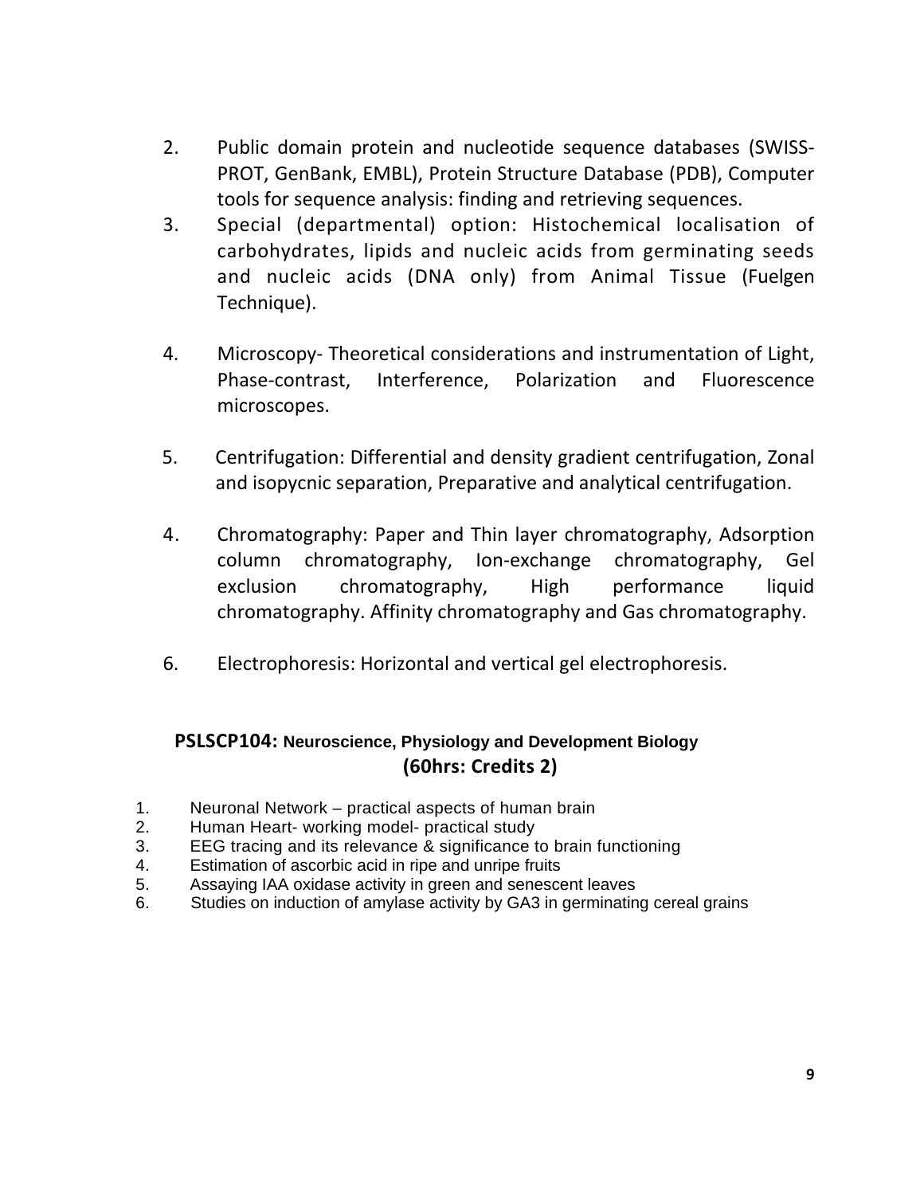2. Public domain protein and nucleotide sequence databases (SWISS-PROT, GenBank, EMBL), Protein Structure Database (PDB), Computer tools for sequence analysis: finding and retrieving sequences.
3. Special (departmental) option: Histochemical localisation of carbohydrates, lipids and nucleic acids from germinating seeds and nucleic acids (DNA only) from Animal Tissue (Fuelgen Technique).

4. Microscopy- Theoretical considerations and instrumentation of Light, Phase-contrast, Interference, Polarization and Fluorescence microscopes.

5. Centrifugation: Differential and density gradient centrifugation, Zonal and isopycnic separation, Preparative and analytical centrifugation.

4. Chromatography: Paper and Thin layer chromatography, Adsorption column chromatography, Ion-exchange chromatography, Gel exclusion chromatography, High performance liquid chromatography. Affinity chromatography and Gas chromatography.

6. Electrophoresis: Horizontal and vertical gel electrophoresis.

## PSLSCP104: Neuroscience, Physiology and Development Biology

**(60hrs: Credits 2)**

1. Neuronal Network – practical aspects of human brain
2. Human Heart- working model- practical study
3. EEG tracing and its relevance & significance to brain functioning
4. Estimation of ascorbic acid in ripe and unripe fruits
5. Assaying IAA oxidase activity in green and senescent leaves
6. Studies on induction of amylase activity by GA3 in germinating cereal grains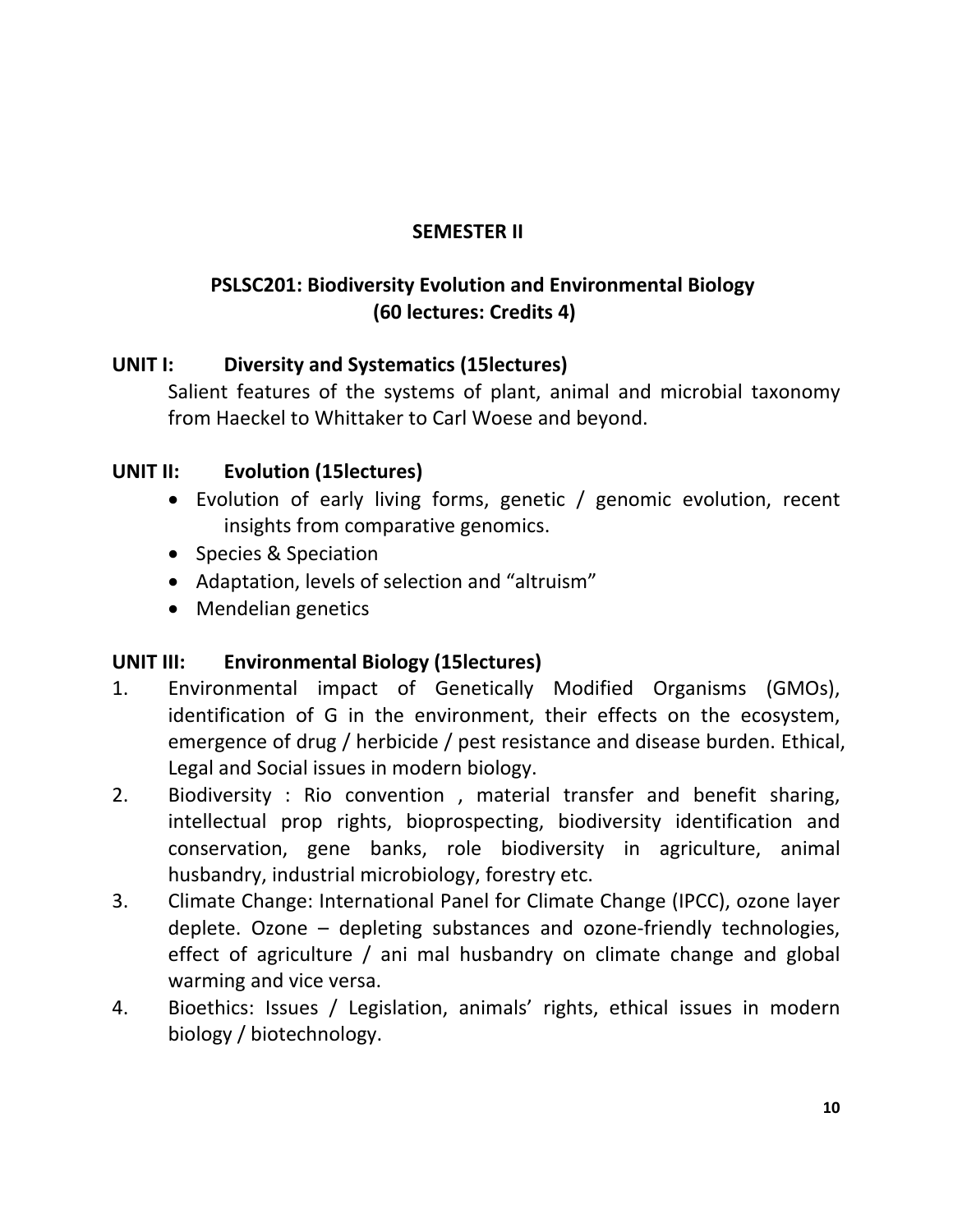## SEMESTER II

## PSLSC201: Biodiversity Evolution and Environmental Biology (60 lectures: Credits 4)

**UNIT I: Diversity and Systematics (15lectures)**

Salient features of the systems of plant, animal and microbial taxonomy from Haeckel to Whittaker to Carl Woese and beyond.

**UNIT II: Evolution (15lectures)**

- Evolution of early living forms, genetic / genomic evolution, recent insights from comparative genomics.
- Species & Speciation
- Adaptation, levels of selection and "altruism"
- Mendelian genetics

**UNIT III: Environmental Biology (15lectures)**

1. Environmental impact of Genetically Modified Organisms (GMOs), identification of G in the environment, their effects on the ecosystem, emergence of drug / herbicide / pest resistance and disease burden. Ethical, Legal and Social issues in modern biology.
2. Biodiversity : Rio convention , material transfer and benefit sharing, intellectual prop rights, bioprospecting, biodiversity identification and conservation, gene banks, role biodiversity in agriculture, animal husbandry, industrial microbiology, forestry etc.
3. Climate Change: International Panel for Climate Change (IPCC), ozone layer deplete. Ozone – depleting substances and ozone-friendly technologies, effect of agriculture / ani mal husbandry on climate change and global warming and vice versa.
4. Bioethics: Issues / Legislation, animals' rights, ethical issues in modern biology / biotechnology.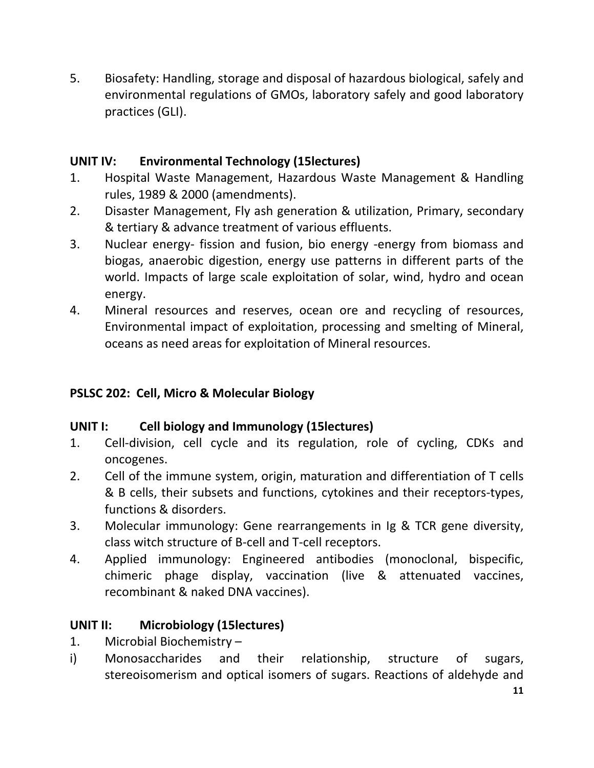5. Biosafety: Handling, storage and disposal of hazardous biological, safely and environmental regulations of GMOs, laboratory safely and good laboratory practices (GLI).

**UNIT IV: Environmental Technology (15lectures)**

1. Hospital Waste Management, Hazardous Waste Management & Handling rules, 1989 & 2000 (amendments).
2. Disaster Management, Fly ash generation & utilization, Primary, secondary & tertiary & advance treatment of various effluents.
3. Nuclear energy- fission and fusion, bio energy -energy from biomass and biogas, anaerobic digestion, energy use patterns in different parts of the world. Impacts of large scale exploitation of solar, wind, hydro and ocean energy.
4. Mineral resources and reserves, ocean ore and recycling of resources, Environmental impact of exploitation, processing and smelting of Mineral, oceans as need areas for exploitation of Mineral resources.

**PSLSC 202: Cell, Micro & Molecular Biology**

**UNIT I: Cell biology and Immunology (15lectures)**

1. Cell-division, cell cycle and its regulation, role of cycling, CDKs and oncogenes.
2. Cell of the immune system, origin, maturation and differentiation of T cells & B cells, their subsets and functions, cytokines and their receptors-types, functions & disorders.
3. Molecular immunology: Gene rearrangements in Ig & TCR gene diversity, class witch structure of B-cell and T-cell receptors.
4. Applied immunology: Engineered antibodies (monoclonal, bispecific, chimeric phage display, vaccination (live & attenuated vaccines, recombinant & naked DNA vaccines).

**UNIT II: Microbiology (15lectures)**

1. Microbial Biochemistry –

i) Monosaccharides and their relationship, structure of sugars, stereoisomerism and optical isomers of sugars. Reactions of aldehyde and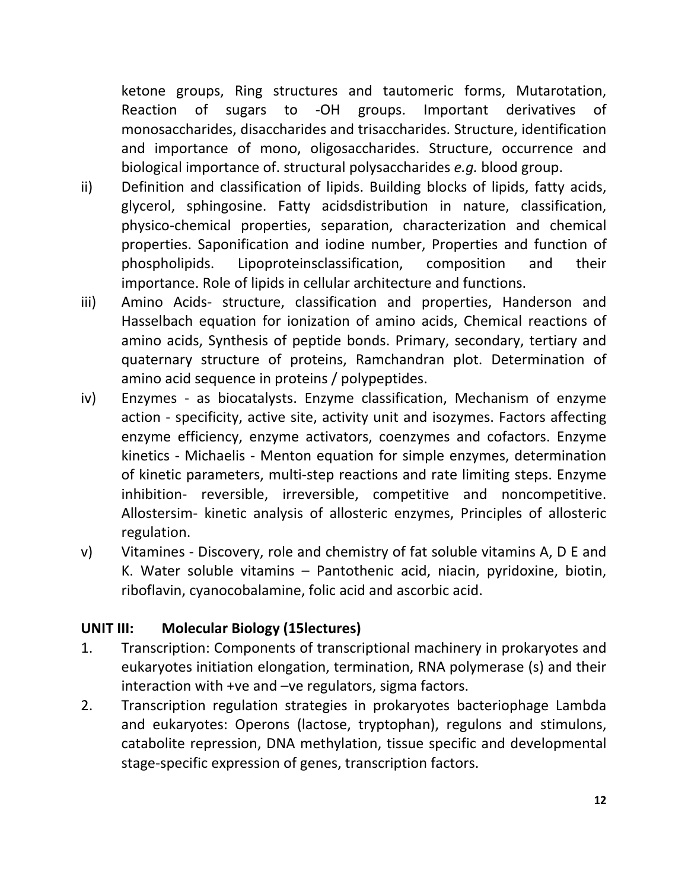ketone groups, Ring structures and tautomeric forms, Mutarotation, Reaction of sugars to -OH groups. Important derivatives of monosaccharides, disaccharides and trisaccharides. Structure, identification and importance of mono, oligosaccharides. Structure, occurrence and biological importance of. structural polysaccharides *e.g.* blood group.

ii) Definition and classification of lipids. Building blocks of lipids, fatty acids, glycerol, sphingosine. Fatty acidsdistribution in nature, classification, physico-chemical properties, separation, characterization and chemical properties. Saponification and iodine number, Properties and function of phospholipids. Lipoproteinsclassification, composition and their importance. Role of lipids in cellular architecture and functions.

iii) Amino Acids- structure, classification and properties, Handerson and Hasselbach equation for ionization of amino acids, Chemical reactions of amino acids, Synthesis of peptide bonds. Primary, secondary, tertiary and quaternary structure of proteins, Ramchandran plot. Determination of amino acid sequence in proteins / polypeptides.

iv) Enzymes - as biocatalysts. Enzyme classification, Mechanism of enzyme action - specificity, active site, activity unit and isozymes. Factors affecting enzyme efficiency, enzyme activators, coenzymes and cofactors. Enzyme kinetics - Michaelis - Menton equation for simple enzymes, determination of kinetic parameters, multi-step reactions and rate limiting steps. Enzyme inhibition- reversible, irreversible, competitive and noncompetitive. Allostersim- kinetic analysis of allosteric enzymes, Principles of allosteric regulation.

v) Vitamines - Discovery, role and chemistry of fat soluble vitamins A, D E and K. Water soluble vitamins – Pantothenic acid, niacin, pyridoxine, biotin, riboflavin, cyanocobalamine, folic acid and ascorbic acid.

## UNIT III: Molecular Biology (15lectures)

1. Transcription: Components of transcriptional machinery in prokaryotes and eukaryotes initiation elongation, termination, RNA polymerase (s) and their interaction with +ve and –ve regulators, sigma factors.
2. Transcription regulation strategies in prokaryotes bacteriophage Lambda and eukaryotes: Operons (lactose, tryptophan), regulons and stimulons, catabolite repression, DNA methylation, tissue specific and developmental stage-specific expression of genes, transcription factors.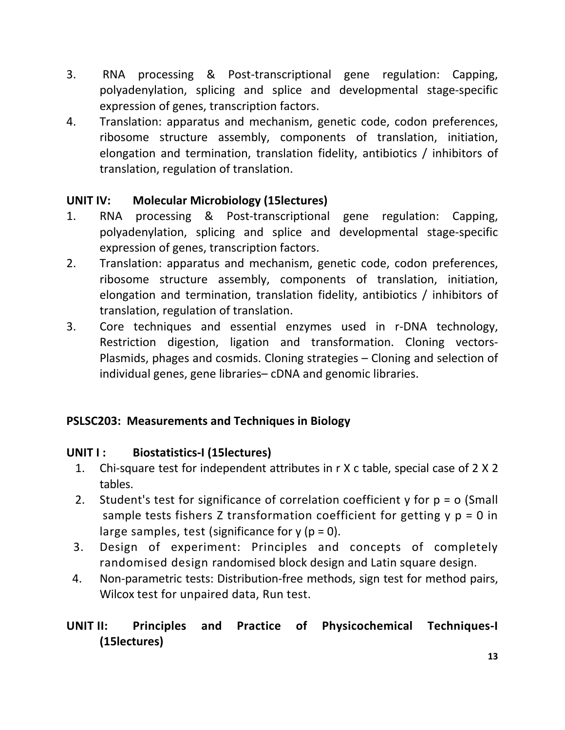3. RNA processing & Post-transcriptional gene regulation: Capping, polyadenylation, splicing and splice and developmental stage-specific expression of genes, transcription factors.
4. Translation: apparatus and mechanism, genetic code, codon preferences, ribosome structure assembly, components of translation, initiation, elongation and termination, translation fidelity, antibiotics / inhibitors of translation, regulation of translation.

**UNIT IV: Molecular Microbiology (15lectures)**

1. RNA processing & Post-transcriptional gene regulation: Capping, polyadenylation, splicing and splice and developmental stage-specific expression of genes, transcription factors.
2. Translation: apparatus and mechanism, genetic code, codon preferences, ribosome structure assembly, components of translation, initiation, elongation and termination, translation fidelity, antibiotics / inhibitors of translation, regulation of translation.
3. Core techniques and essential enzymes used in r-DNA technology, Restriction digestion, ligation and transformation. Cloning vectors- Plasmids, phages and cosmids. Cloning strategies – Cloning and selection of individual genes, gene libraries– cDNA and genomic libraries.

**PSLSC203: Measurements and Techniques in Biology**

**UNIT I : Biostatistics-I (15lectures)**

1. Chi-square test for independent attributes in r X c table, special case of 2 X 2 tables.
2. Student's test for significance of correlation coefficient y for p = o (Small sample tests fishers Z transformation coefficient for getting y p = 0 in large samples, test (significance for y (p = 0).
3. Design of experiment: Principles and concepts of completely randomised design randomised block design and Latin square design.
4. Non-parametric tests: Distribution-free methods, sign test for method pairs, Wilcox test for unpaired data, Run test.

**UNIT II: Principles and Practice of Physicochemical Techniques-I (15lectures)**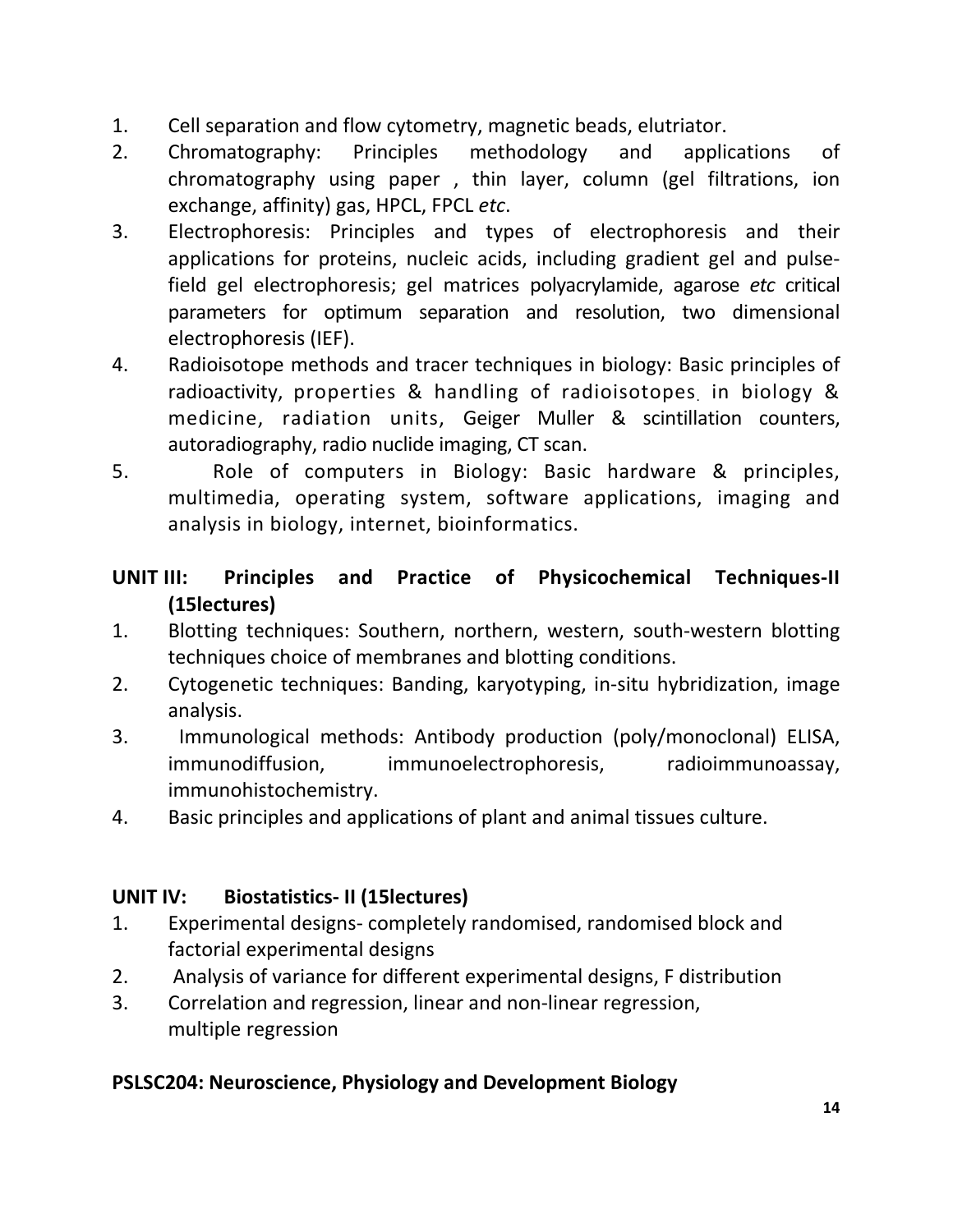1. Cell separation and flow cytometry, magnetic beads, elutriator.
2. Chromatography: Principles methodology and applications of chromatography using paper , thin layer, column (gel filtrations, ion exchange, affinity) gas, HPCL, FPCL *etc*.
3. Electrophoresis: Principles and types of electrophoresis and their applications for proteins, nucleic acids, including gradient gel and pulse-field gel electrophoresis; gel matrices polyacrylamide, agarose *etc* critical parameters for optimum separation and resolution, two dimensional electrophoresis (IEF).
4. Radioisotope methods and tracer techniques in biology: Basic principles of radioactivity, properties & handling of radioisotopes in biology & medicine, radiation units, Geiger Muller & scintillation counters, autoradiography, radio nuclide imaging, CT scan.
5. Role of computers in Biology: Basic hardware & principles, multimedia, operating system, software applications, imaging and analysis in biology, internet, bioinformatics.

## UNIT III: Principles and Practice of Physicochemical Techniques-II (15lectures)

1. Blotting techniques: Southern, northern, western, south-western blotting techniques choice of membranes and blotting conditions.
2. Cytogenetic techniques: Banding, karyotyping, in-situ hybridization, image analysis.
3. Immunological methods: Antibody production (poly/monoclonal) ELISA, immunodiffusion, immunoelectrophoresis, radioimmunoassay, immunohistochemistry.
4. Basic principles and applications of plant and animal tissues culture.

## UNIT IV: Biostatistics- II (15lectures)

1. Experimental designs- completely randomised, randomised block and factorial experimental designs
2. Analysis of variance for different experimental designs, F distribution
3. Correlation and regression, linear and non-linear regression, multiple regression

## PSLSC204: Neuroscience, Physiology and Development Biology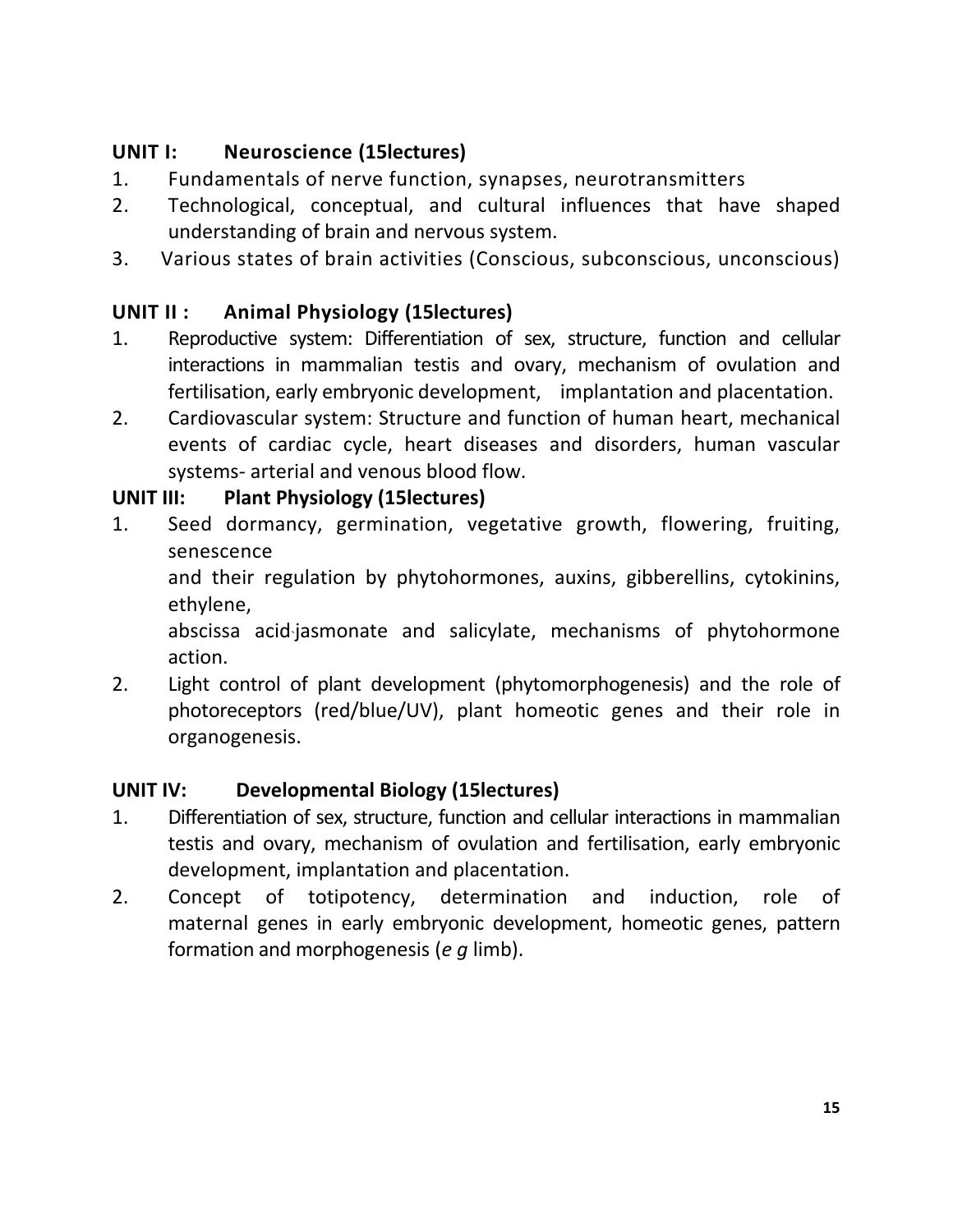## UNIT I: Neuroscience (15lectures)

1. Fundamentals of nerve function, synapses, neurotransmitters
2. Technological, conceptual, and cultural influences that have shaped understanding of brain and nervous system.
3. Various states of brain activities (Conscious, subconscious, unconscious)

## UNIT II : Animal Physiology (15lectures)

1. Reproductive system: Differentiation of sex, structure, function and cellular interactions in mammalian testis and ovary, mechanism of ovulation and fertilisation, early embryonic development, implantation and placentation.
2. Cardiovascular system: Structure and function of human heart, mechanical events of cardiac cycle, heart diseases and disorders, human vascular systems- arterial and venous blood flow.

## UNIT III: Plant Physiology (15lectures)

1. Seed dormancy, germination, vegetative growth, flowering, fruiting, senescence
   and their regulation by phytohormones, auxins, gibberellins, cytokinins, ethylene,
   abscissa acid·jasmonate and salicylate, mechanisms of phytohormone action.
2. Light control of plant development (phytomorphogenesis) and the role of photoreceptors (red/blue/UV), plant homeotic genes and their role in organogenesis.

## UNIT IV: Developmental Biology (15lectures)

1. Differentiation of sex, structure, function and cellular interactions in mammalian testis and ovary, mechanism of ovulation and fertilisation, early embryonic development, implantation and placentation.
2. Concept of totipotency, determination and induction, role of maternal genes in early embryonic development, homeotic genes, pattern formation and morphogenesis (*e g* limb).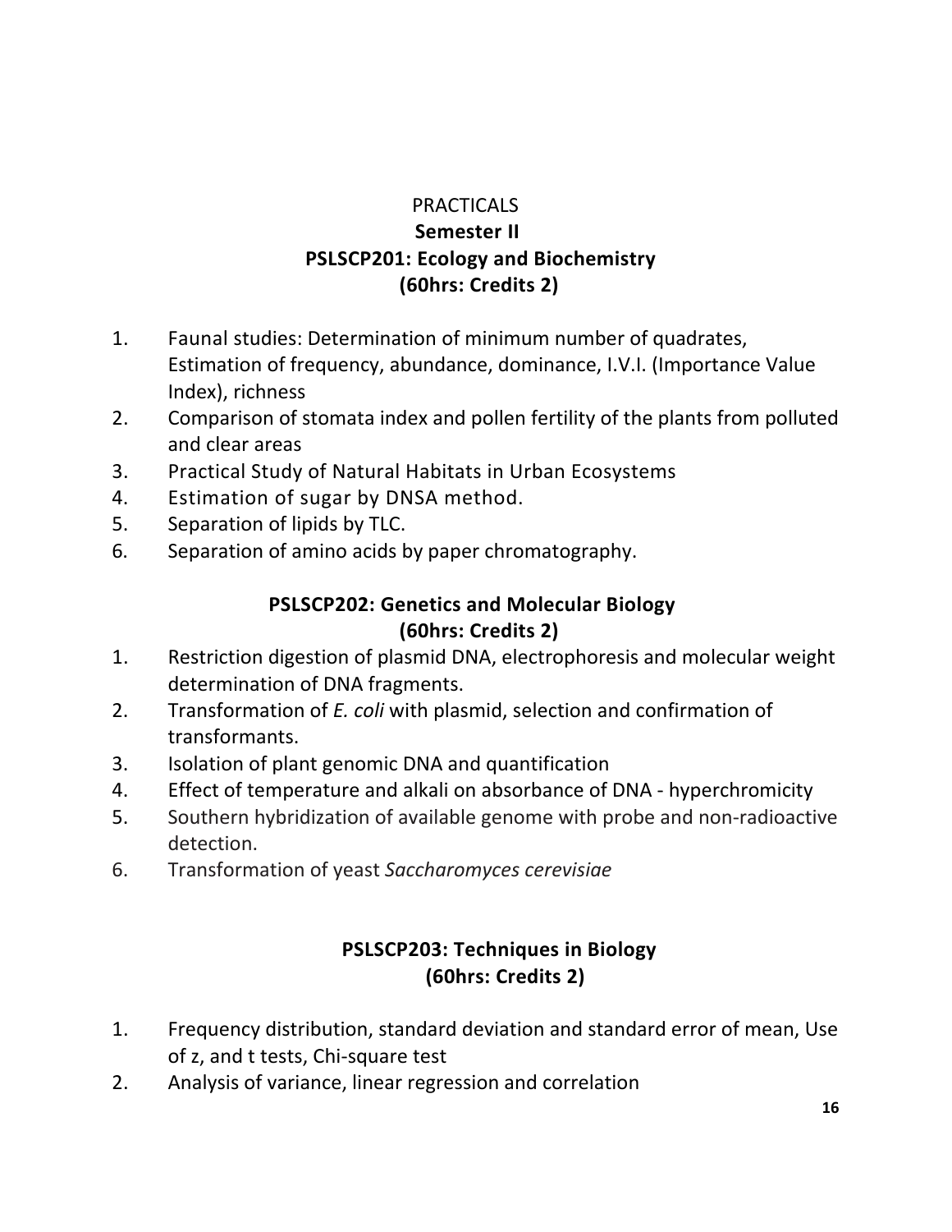PRACTICALS

## Semester II

## PSLSCP201: Ecology and Biochemistry
**(60hrs: Credits 2)**

1. Faunal studies: Determination of minimum number of quadrates, Estimation of frequency, abundance, dominance, I.V.I. (Importance Value Index), richness
2. Comparison of stomata index and pollen fertility of the plants from polluted and clear areas
3. Practical Study of Natural Habitats in Urban Ecosystems
4. Estimation of sugar by DNSA method.
5. Separation of lipids by TLC.
6. Separation of amino acids by paper chromatography.

## PSLSCP202: Genetics and Molecular Biology
**(60hrs: Credits 2)**

1. Restriction digestion of plasmid DNA, electrophoresis and molecular weight determination of DNA fragments.
2. Transformation of *E. coli* with plasmid, selection and confirmation of transformants.
3. Isolation of plant genomic DNA and quantification
4. Effect of temperature and alkali on absorbance of DNA - hyperchromicity
5. Southern hybridization of available genome with probe and non-radioactive detection.
6. Transformation of yeast *Saccharomyces cerevisiae*

## PSLSCP203: Techniques in Biology
**(60hrs: Credits 2)**

1. Frequency distribution, standard deviation and standard error of mean, Use of z, and t tests, Chi-square test
2. Analysis of variance, linear regression and correlation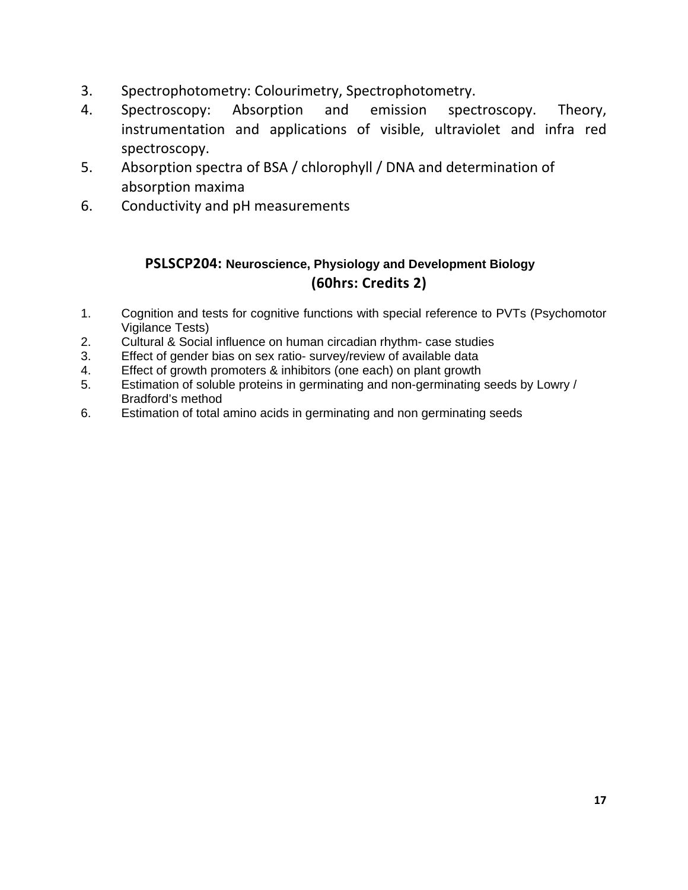3. Spectrophotometry: Colourimetry, Spectrophotometry.
4. Spectroscopy: Absorption and emission spectroscopy. Theory, instrumentation and applications of visible, ultraviolet and infra red spectroscopy.
5. Absorption spectra of BSA / chlorophyll / DNA and determination of absorption maxima
6. Conductivity and pH measurements

## PSLSCP204: Neuroscience, Physiology and Development Biology
### (60hrs: Credits 2)

1. Cognition and tests for cognitive functions with special reference to PVTs (Psychomotor Vigilance Tests)
2. Cultural & Social influence on human circadian rhythm- case studies
3. Effect of gender bias on sex ratio- survey/review of available data
4. Effect of growth promoters & inhibitors (one each) on plant growth
5. Estimation of soluble proteins in germinating and non-germinating seeds by Lowry / Bradford's method
6. Estimation of total amino acids in germinating and non germinating seeds